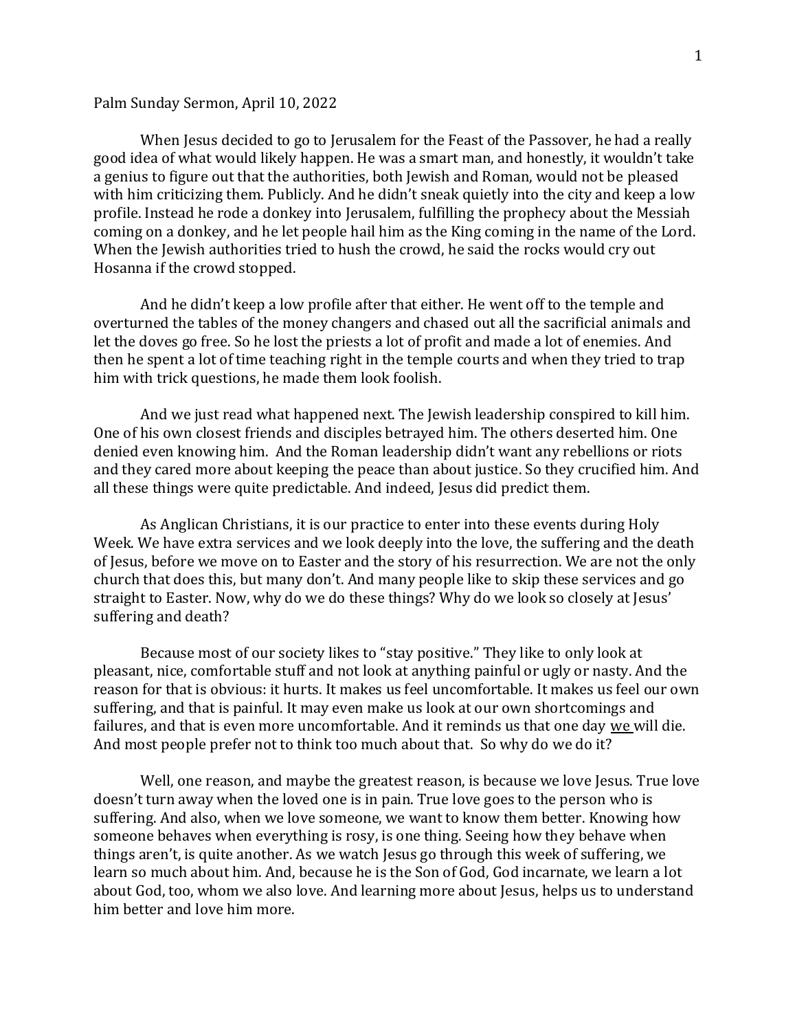Palm Sunday Sermon, April 10, 2022

When Jesus decided to go to Jerusalem for the Feast of the Passover, he had a really good idea of what would likely happen. He was a smart man, and honestly, it wouldn't take a genius to figure out that the authorities, both Jewish and Roman, would not be pleased with him criticizing them. Publicly. And he didn't sneak quietly into the city and keep a low profile. Instead he rode a donkey into Jerusalem, fulfilling the prophecy about the Messiah coming on a donkey, and he let people hail him as the King coming in the name of the Lord. When the Jewish authorities tried to hush the crowd, he said the rocks would cry out Hosanna if the crowd stopped.

And he didn't keep a low profile after that either. He went off to the temple and overturned the tables of the money changers and chased out all the sacrificial animals and let the doves go free. So he lost the priests a lot of profit and made a lot of enemies. And then he spent a lot of time teaching right in the temple courts and when they tried to trap him with trick questions, he made them look foolish.

And we just read what happened next. The Jewish leadership conspired to kill him. One of his own closest friends and disciples betrayed him. The others deserted him. One denied even knowing him. And the Roman leadership didn't want any rebellions or riots and they cared more about keeping the peace than about justice. So they crucified him. And all these things were quite predictable. And indeed, Jesus did predict them.

As Anglican Christians, it is our practice to enter into these events during Holy Week. We have extra services and we look deeply into the love, the suffering and the death of Jesus, before we move on to Easter and the story of his resurrection. We are not the only church that does this, but many don't. And many people like to skip these services and go straight to Easter. Now, why do we do these things? Why do we look so closely at Jesus' suffering and death?

Because most of our society likes to "stay positive." They like to only look at pleasant, nice, comfortable stuff and not look at anything painful or ugly or nasty. And the reason for that is obvious: it hurts. It makes us feel uncomfortable. It makes us feel our own suffering, and that is painful. It may even make us look at our own shortcomings and failures, and that is even more uncomfortable. And it reminds us that one day <u>we</u> will die. And most people prefer not to think too much about that. So why do we do it?

Well, one reason, and maybe the greatest reason, is because we love Jesus. True love doesn't turn away when the loved one is in pain. True love goes to the person who is suffering. And also, when we love someone, we want to know them better. Knowing how someone behaves when everything is rosy, is one thing. Seeing how they behave when things aren't, is quite another. As we watch Jesus go through this week of suffering, we learn so much about him. And, because he is the Son of God, God incarnate, we learn a lot about God, too, whom we also love. And learning more about Jesus, helps us to understand him better and love him more.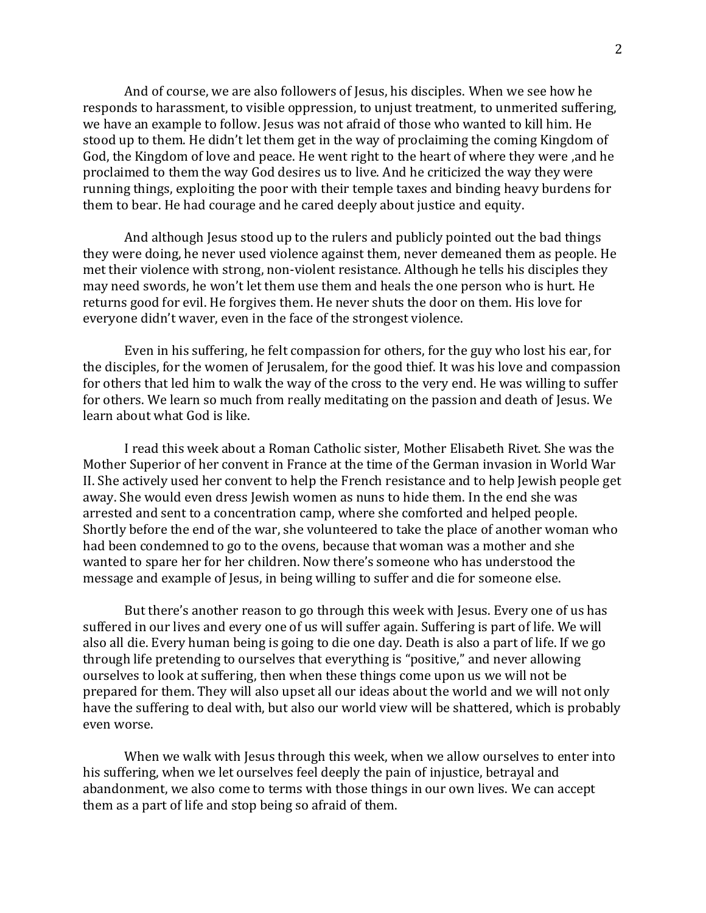And of course, we are also followers of Jesus, his disciples. When we see how he responds to harassment, to visible oppression, to unjust treatment, to unmerited suffering, we have an example to follow. Jesus was not afraid of those who wanted to kill him. He stood up to them. He didn't let them get in the way of proclaiming the coming Kingdom of God, the Kingdom of love and peace. He went right to the heart of where they were ,and he proclaimed to them the way God desires us to live. And he criticized the way they were running things, exploiting the poor with their temple taxes and binding heavy burdens for them to bear. He had courage and he cared deeply about justice and equity.

And although Jesus stood up to the rulers and publicly pointed out the bad things they were doing, he never used violence against them, never demeaned them as people. He met their violence with strong, non-violent resistance. Although he tells his disciples they may need swords, he won't let them use them and heals the one person who is hurt. He returns good for evil. He forgives them. He never shuts the door on them. His love for everyone didn't waver, even in the face of the strongest violence.

Even in his suffering, he felt compassion for others, for the guy who lost his ear, for the disciples, for the women of Jerusalem, for the good thief. It was his love and compassion for others that led him to walk the way of the cross to the very end. He was willing to suffer for others. We learn so much from really meditating on the passion and death of Jesus. We learn about what God is like.

I read this week about a Roman Catholic sister, Mother Elisabeth Rivet. She was the Mother Superior of her convent in France at the time of the German invasion in World War II. She actively used her convent to help the French resistance and to help Jewish people get away. She would even dress Jewish women as nuns to hide them. In the end she was arrested and sent to a concentration camp, where she comforted and helped people. Shortly before the end of the war, she volunteered to take the place of another woman who had been condemned to go to the ovens, because that woman was a mother and she wanted to spare her for her children. Now there's someone who has understood the message and example of Jesus, in being willing to suffer and die for someone else.

But there's another reason to go through this week with Jesus. Every one of us has suffered in our lives and every one of us will suffer again. Suffering is part of life. We will also all die. Every human being is going to die one day. Death is also a part of life. If we go through life pretending to ourselves that everything is "positive," and never allowing ourselves to look at suffering, then when these things come upon us we will not be prepared for them. They will also upset all our ideas about the world and we will not only have the suffering to deal with, but also our world view will be shattered, which is probably even worse.

When we walk with Jesus through this week, when we allow ourselves to enter into his suffering, when we let ourselves feel deeply the pain of injustice, betrayal and abandonment, we also come to terms with those things in our own lives. We can accept them as a part of life and stop being so afraid of them.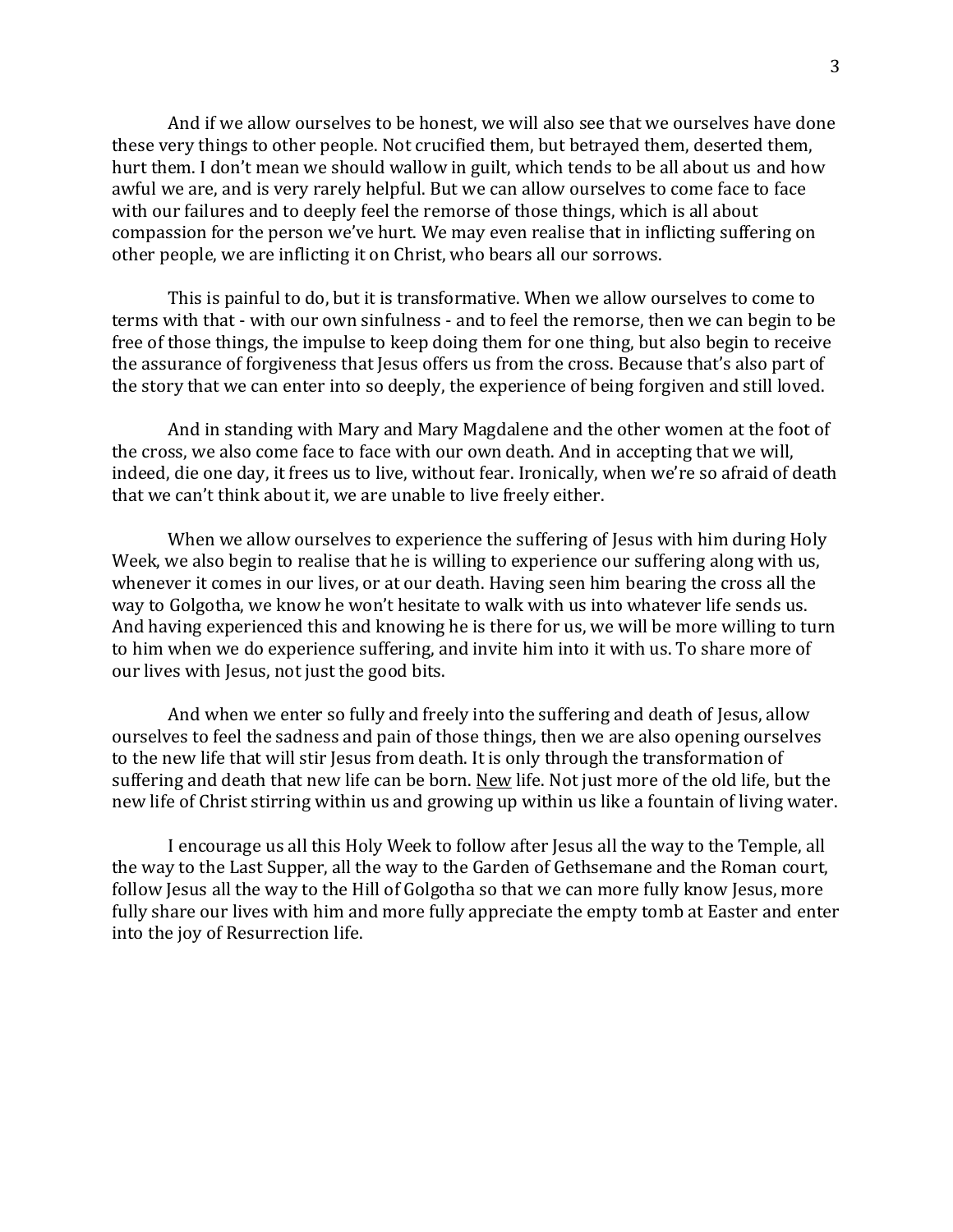And if we allow ourselves to be honest, we will also see that we ourselves have done these very things to other people. Not crucified them, but betrayed them, deserted them, hurt them. I don't mean we should wallow in guilt, which tends to be all about us and how awful we are, and is very rarely helpful. But we can allow ourselves to come face to face with our failures and to deeply feel the remorse of those things, which is all about compassion for the person we've hurt. We may even realise that in inflicting suffering on other people, we are inflicting it on Christ, who bears all our sorrows.

This is painful to do, but it is transformative. When we allow ourselves to come to terms with that - with our own sinfulness - and to feel the remorse, then we can begin to be free of those things, the impulse to keep doing them for one thing, but also begin to receive the assurance of forgiveness that Jesus offers us from the cross. Because that's also part of the story that we can enter into so deeply, the experience of being forgiven and still loved.

And in standing with Mary and Mary Magdalene and the other women at the foot of the cross, we also come face to face with our own death. And in accepting that we will, indeed, die one day, it frees us to live, without fear. Ironically, when we're so afraid of death that we can't think about it, we are unable to live freely either.

When we allow ourselves to experience the suffering of Jesus with him during Holy Week, we also begin to realise that he is willing to experience our suffering along with us, whenever it comes in our lives, or at our death. Having seen him bearing the cross all the way to Golgotha, we know he won't hesitate to walk with us into whatever life sends us. And having experienced this and knowing he is there for us, we will be more willing to turn to him when we do experience suffering, and invite him into it with us. To share more of our lives with Jesus, not just the good bits.

And when we enter so fully and freely into the suffering and death of Jesus, allow ourselves to feel the sadness and pain of those things, then we are also opening ourselves to the new life that will stir Jesus from death. It is only through the transformation of suffering and death that new life can be born. <u>New</u> life. Not just more of the old life, but the new life of Christ stirring within us and growing up within us like a fountain of living water.

I encourage us all this Holy Week to follow after Jesus all the way to the Temple, all the way to the Last Supper, all the way to the Garden of Gethsemane and the Roman court, follow Jesus all the way to the Hill of Golgotha so that we can more fully know Jesus, more fully share our lives with him and more fully appreciate the empty tomb at Easter and enter into the joy of Resurrection life.